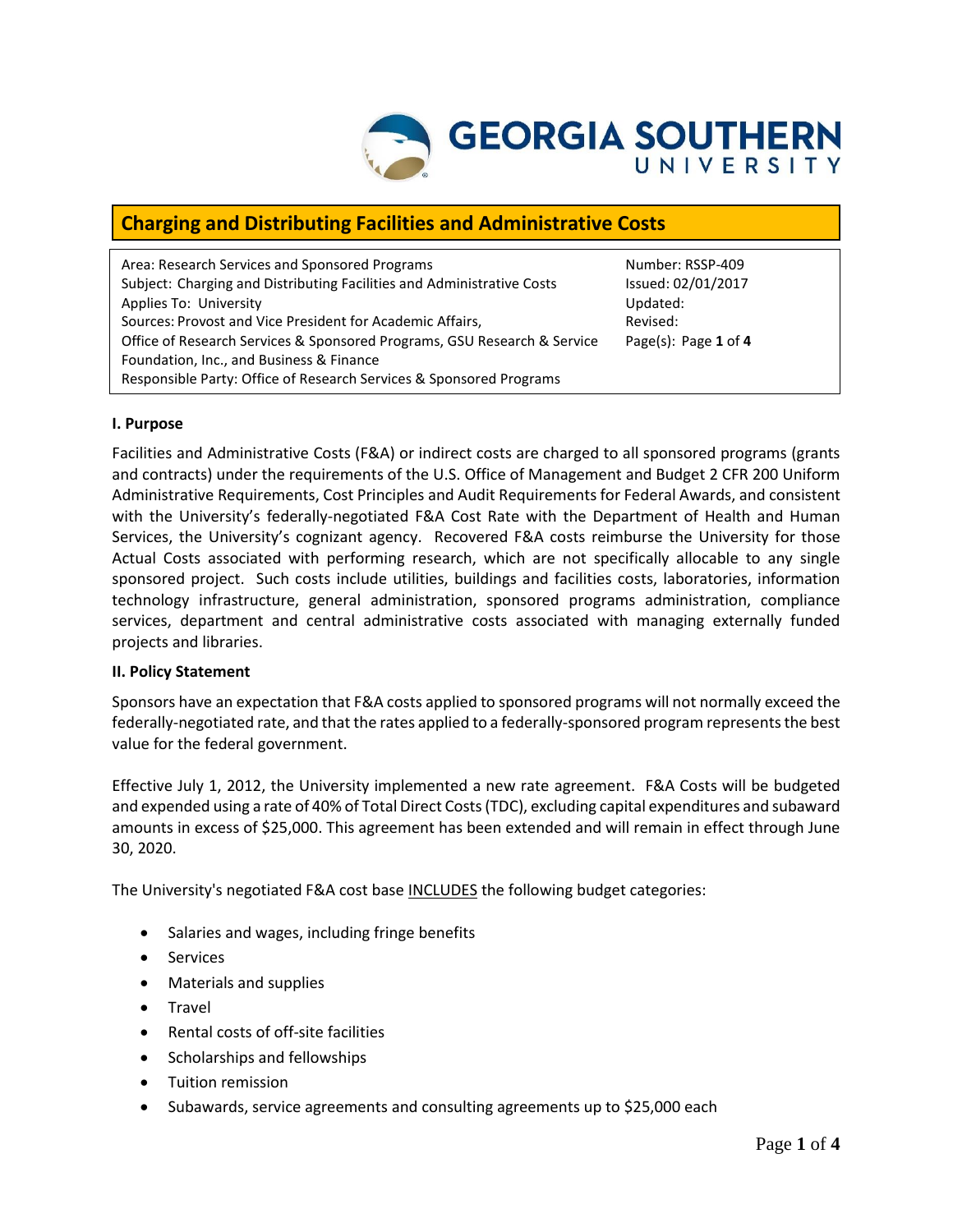GEORGIA SOUTHERN UNIVERSITY

# Charging and Distributing Facilities and Administrative Costs

| | |
|---|---|
| Area: Research Services and Sponsored Programs | Number: RSSP-409 |
| Subject: Charging and Distributing Facilities and Administrative Costs | Issued: 02/01/2017 |
| Applies To: University | Updated: |
| Sources: Provost and Vice President for Academic Affairs, Office of Research Services & Sponsored Programs, GSU Research & Service Foundation, Inc., and Business & Finance | Revised: |
| Responsible Party: Office of Research Services & Sponsored Programs | Page(s): Page **1** of **4** |

**I. Purpose**

Facilities and Administrative Costs (F&A) or indirect costs are charged to all sponsored programs (grants and contracts) under the requirements of the U.S. Office of Management and Budget 2 CFR 200 Uniform Administrative Requirements, Cost Principles and Audit Requirements for Federal Awards, and consistent with the University's federally-negotiated F&A Cost Rate with the Department of Health and Human Services, the University's cognizant agency. Recovered F&A costs reimburse the University for those Actual Costs associated with performing research, which are not specifically allocable to any single sponsored project. Such costs include utilities, buildings and facilities costs, laboratories, information technology infrastructure, general administration, sponsored programs administration, compliance services, department and central administrative costs associated with managing externally funded projects and libraries.

**II. Policy Statement**

Sponsors have an expectation that F&A costs applied to sponsored programs will not normally exceed the federally-negotiated rate, and that the rates applied to a federally-sponsored program represents the best value for the federal government.

Effective July 1, 2012, the University implemented a new rate agreement. F&A Costs will be budgeted and expended using a rate of 40% of Total Direct Costs (TDC), excluding capital expenditures and subaward amounts in excess of $25,000. This agreement has been extended and will remain in effect through June 30, 2020.

The University's negotiated F&A cost base INCLUDES the following budget categories:

- Salaries and wages, including fringe benefits
- Services
- Materials and supplies
- Travel
- Rental costs of off-site facilities
- Scholarships and fellowships
- Tuition remission
- Subawards, service agreements and consulting agreements up to $25,000 each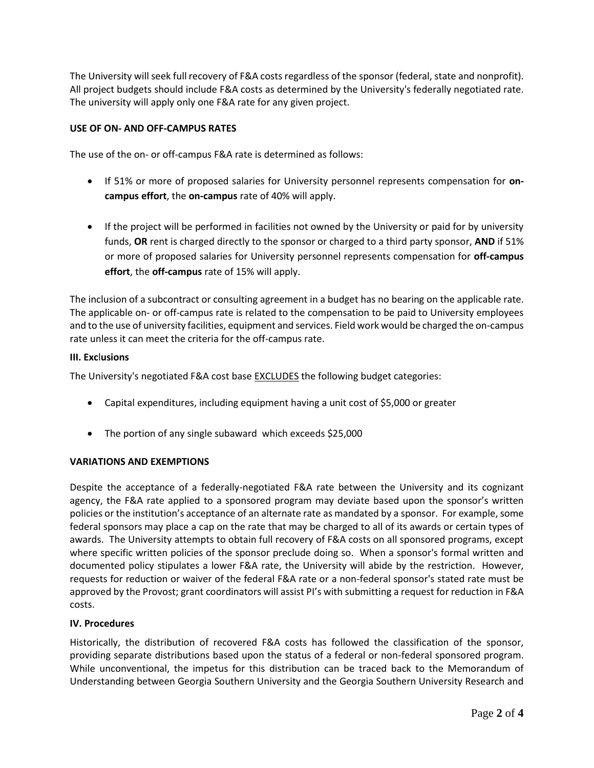The University will seek full recovery of F&A costs regardless of the sponsor (federal, state and nonprofit). All project budgets should include F&A costs as determined by the University's federally negotiated rate. The university will apply only one F&A rate for any given project.

## USE OF ON- AND OFF-CAMPUS RATES

The use of the on- or off-campus F&A rate is determined as follows:

- If 51% or more of proposed salaries for University personnel represents compensation for **on-campus effort**, the **on-campus** rate of 40% will apply.

- If the project will be performed in facilities not owned by the University or paid for by university funds, **OR** rent is charged directly to the sponsor or charged to a third party sponsor, **AND** if 51% or more of proposed salaries for University personnel represents compensation for **off-campus effort**, the **off-campus** rate of 15% will apply.

The inclusion of a subcontract or consulting agreement in a budget has no bearing on the applicable rate. The applicable on- or off-campus rate is related to the compensation to be paid to University employees and to the use of university facilities, equipment and services. Field work would be charged the on-campus rate unless it can meet the criteria for the off-campus rate.

## III. Exclusions

The University's negotiated F&A cost base EXCLUDES the following budget categories:

- Capital expenditures, including equipment having a unit cost of $5,000 or greater

- The portion of any single subaward which exceeds $25,000

## VARIATIONS AND EXEMPTIONS

Despite the acceptance of a federally-negotiated F&A rate between the University and its cognizant agency, the F&A rate applied to a sponsored program may deviate based upon the sponsor's written policies or the institution's acceptance of an alternate rate as mandated by a sponsor. For example, some federal sponsors may place a cap on the rate that may be charged to all of its awards or certain types of awards. The University attempts to obtain full recovery of F&A costs on all sponsored programs, except where specific written policies of the sponsor preclude doing so. When a sponsor's formal written and documented policy stipulates a lower F&A rate, the University will abide by the restriction. However, requests for reduction or waiver of the federal F&A rate or a non-federal sponsor's stated rate must be approved by the Provost; grant coordinators will assist PI's with submitting a request for reduction in F&A costs.

## IV. Procedures

Historically, the distribution of recovered F&A costs has followed the classification of the sponsor, providing separate distributions based upon the status of a federal or non-federal sponsored program. While unconventional, the impetus for this distribution can be traced back to the Memorandum of Understanding between Georgia Southern University and the Georgia Southern University Research and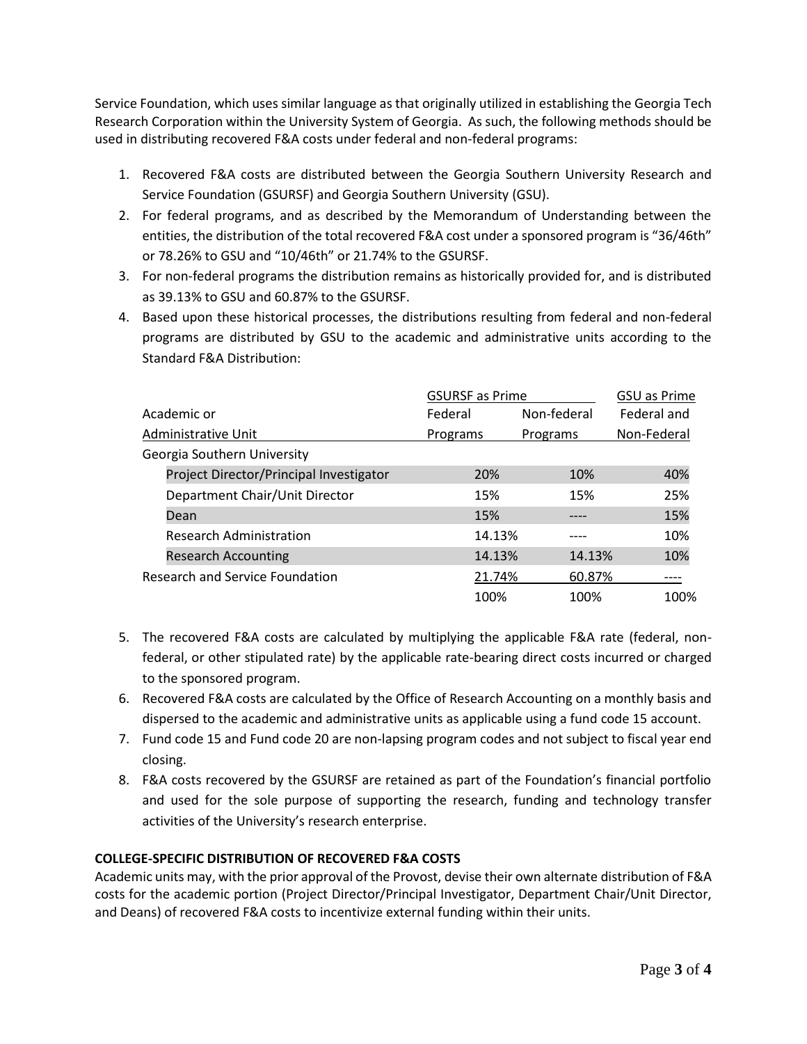Service Foundation, which uses similar language as that originally utilized in establishing the Georgia Tech Research Corporation within the University System of Georgia. As such, the following methods should be used in distributing recovered F&A costs under federal and non-federal programs:

1. Recovered F&A costs are distributed between the Georgia Southern University Research and Service Foundation (GSURSF) and Georgia Southern University (GSU).
2. For federal programs, and as described by the Memorandum of Understanding between the entities, the distribution of the total recovered F&A cost under a sponsored program is "36/46th" or 78.26% to GSU and "10/46th" or 21.74% to the GSURSF.
3. For non-federal programs the distribution remains as historically provided for, and is distributed as 39.13% to GSU and 60.87% to the GSURSF.
4. Based upon these historical processes, the distributions resulting from federal and non-federal programs are distributed by GSU to the academic and administrative units according to the Standard F&A Distribution:

| | GSURSF as Prime | | GSU as Prime |
|---|---|---|---|
| Academic or Administrative Unit | Federal Programs | Non-federal Programs | Federal and Non-Federal |
| Georgia Southern University | | | |
| Project Director/Principal Investigator | 20% | 10% | 40% |
| Department Chair/Unit Director | 15% | 15% | 25% |
| Dean | 15% | ---- | 15% |
| Research Administration | 14.13% | ---- | 10% |
| Research Accounting | 14.13% | 14.13% | 10% |
| Research and Service Foundation | 21.74% | 60.87% | ---- |
| | 100% | 100% | 100% |

5. The recovered F&A costs are calculated by multiplying the applicable F&A rate (federal, non-federal, or other stipulated rate) by the applicable rate-bearing direct costs incurred or charged to the sponsored program.
6. Recovered F&A costs are calculated by the Office of Research Accounting on a monthly basis and dispersed to the academic and administrative units as applicable using a fund code 15 account.
7. Fund code 15 and Fund code 20 are non-lapsing program codes and not subject to fiscal year end closing.
8. F&A costs recovered by the GSURSF are retained as part of the Foundation's financial portfolio and used for the sole purpose of supporting the research, funding and technology transfer activities of the University's research enterprise.

**COLLEGE-SPECIFIC DISTRIBUTION OF RECOVERED F&A COSTS**

Academic units may, with the prior approval of the Provost, devise their own alternate distribution of F&A costs for the academic portion (Project Director/Principal Investigator, Department Chair/Unit Director, and Deans) of recovered F&A costs to incentivize external funding within their units.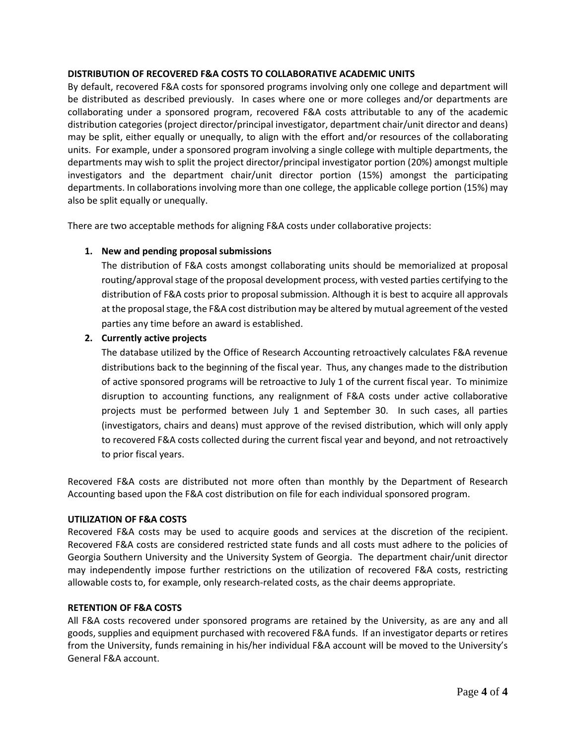**DISTRIBUTION OF RECOVERED F&A COSTS TO COLLABORATIVE ACADEMIC UNITS**

By default, recovered F&A costs for sponsored programs involving only one college and department will be distributed as described previously. In cases where one or more colleges and/or departments are collaborating under a sponsored program, recovered F&A costs attributable to any of the academic distribution categories (project director/principal investigator, department chair/unit director and deans) may be split, either equally or unequally, to align with the effort and/or resources of the collaborating units. For example, under a sponsored program involving a single college with multiple departments, the departments may wish to split the project director/principal investigator portion (20%) amongst multiple investigators and the department chair/unit director portion (15%) amongst the participating departments. In collaborations involving more than one college, the applicable college portion (15%) may also be split equally or unequally.

There are two acceptable methods for aligning F&A costs under collaborative projects:

1. **New and pending proposal submissions**
   The distribution of F&A costs amongst collaborating units should be memorialized at proposal routing/approval stage of the proposal development process, with vested parties certifying to the distribution of F&A costs prior to proposal submission. Although it is best to acquire all approvals at the proposal stage, the F&A cost distribution may be altered by mutual agreement of the vested parties any time before an award is established.
2. **Currently active projects**
   The database utilized by the Office of Research Accounting retroactively calculates F&A revenue distributions back to the beginning of the fiscal year. Thus, any changes made to the distribution of active sponsored programs will be retroactive to July 1 of the current fiscal year. To minimize disruption to accounting functions, any realignment of F&A costs under active collaborative projects must be performed between July 1 and September 30. In such cases, all parties (investigators, chairs and deans) must approve of the revised distribution, which will only apply to recovered F&A costs collected during the current fiscal year and beyond, and not retroactively to prior fiscal years.

Recovered F&A costs are distributed not more often than monthly by the Department of Research Accounting based upon the F&A cost distribution on file for each individual sponsored program.

**UTILIZATION OF F&A COSTS**

Recovered F&A costs may be used to acquire goods and services at the discretion of the recipient. Recovered F&A costs are considered restricted state funds and all costs must adhere to the policies of Georgia Southern University and the University System of Georgia. The department chair/unit director may independently impose further restrictions on the utilization of recovered F&A costs, restricting allowable costs to, for example, only research-related costs, as the chair deems appropriate.

**RETENTION OF F&A COSTS**

All F&A costs recovered under sponsored programs are retained by the University, as are any and all goods, supplies and equipment purchased with recovered F&A funds. If an investigator departs or retires from the University, funds remaining in his/her individual F&A account will be moved to the University's General F&A account.